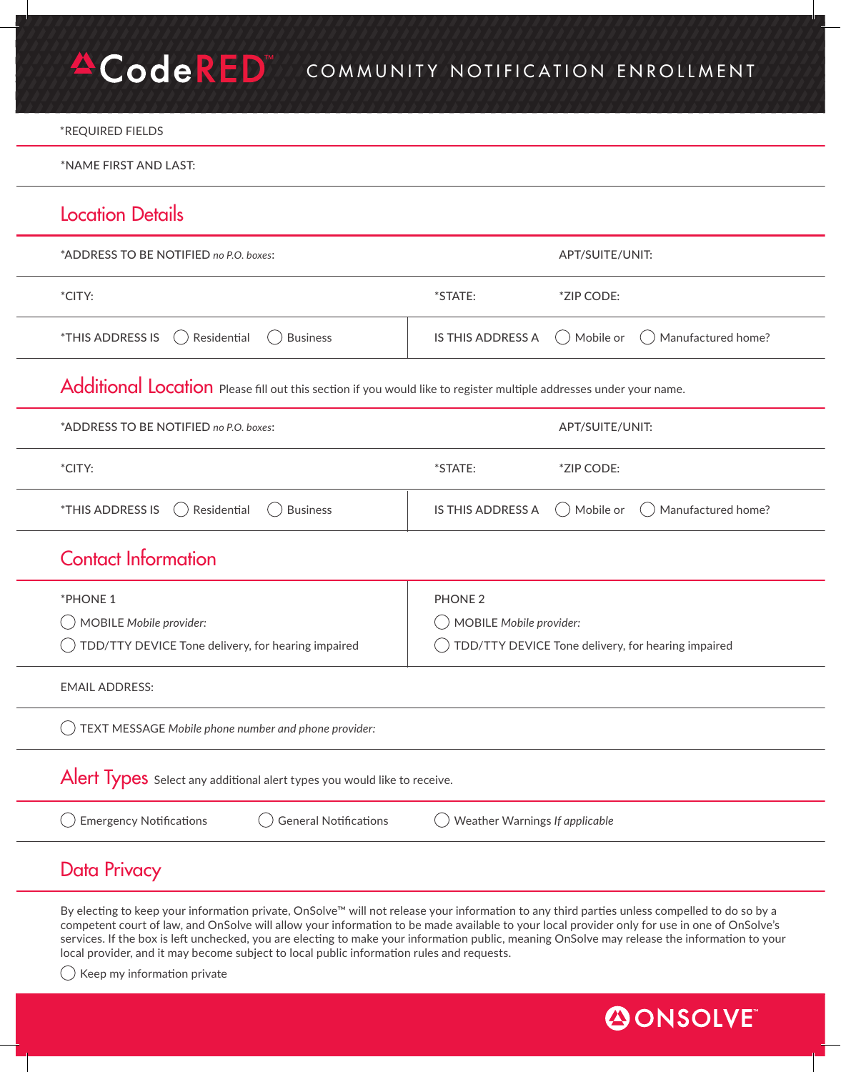# CodeRED™ COMMUNITY NOTIFICATION ENROLLMENT

*REQUIRED FIELDS

*NAME FIRST AND LAST:

## Location Details

| *ADDRESS TO BE NOTIFIED *no P.O. boxes*: | | APT/SUITE/UNIT: |
|---|---|---|
| *CITY: | *STATE: | *ZIP CODE: |
| *THIS ADDRESS IS ◯ Residential ◯ Business | IS THIS ADDRESS A ◯ Mobile or ◯ Manufactured home? | |

## Additional Location

Please fill out this section if you would like to register multiple addresses under your name.

| *ADDRESS TO BE NOTIFIED *no P.O. boxes*: | | APT/SUITE/UNIT: |
|---|---|---|
| *CITY: | *STATE: | *ZIP CODE: |
| *THIS ADDRESS IS ◯ Residential ◯ Business | IS THIS ADDRESS A ◯ Mobile or ◯ Manufactured home? | |

## Contact Information

| *PHONE 1 | PHONE 2 |
|---|---|
| ◯ MOBILE *Mobile provider:* | ◯ MOBILE *Mobile provider:* |
| ◯ TDD/TTY DEVICE Tone delivery, for hearing impaired | ◯ TDD/TTY DEVICE Tone delivery, for hearing impaired |

EMAIL ADDRESS:

◯ TEXT MESSAGE *Mobile phone number and phone provider:*

## Alert Types

Select any additional alert types you would like to receive.

◯ Emergency Notifications ◯ General Notifications ◯ Weather Warnings *If applicable*

## Data Privacy

By electing to keep your information private, OnSolve™ will not release your information to any third parties unless compelled to do so by a competent court of law, and OnSolve will allow your information to be made available to your local provider only for use in one of OnSolve's services. If the box is left unchecked, you are electing to make your information public, meaning OnSolve may release the information to your local provider, and it may become subject to local public information rules and requests.

◯ Keep my information private

ONSOLVE™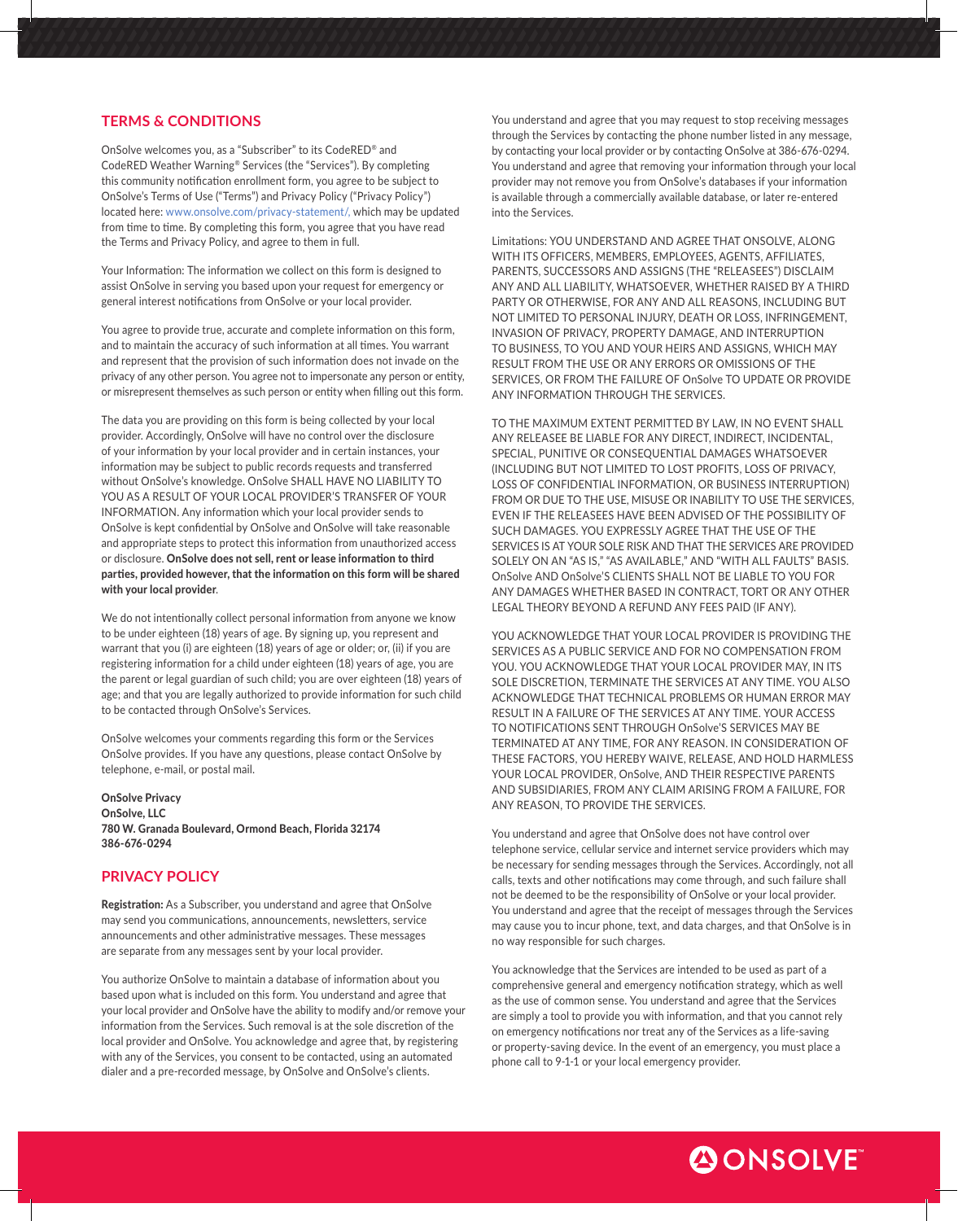## TERMS & CONDITIONS

OnSolve welcomes you, as a "Subscriber" to its CodeRED® and CodeRED Weather Warning® Services (the "Services"). By completing this community notification enrollment form, you agree to be subject to OnSolve's Terms of Use ("Terms") and Privacy Policy ("Privacy Policy") located here: www.onsolve.com/privacy-statement/, which may be updated from time to time. By completing this form, you agree that you have read the Terms and Privacy Policy, and agree to them in full.

Your Information: The information we collect on this form is designed to assist OnSolve in serving you based upon your request for emergency or general interest notifications from OnSolve or your local provider.

You agree to provide true, accurate and complete information on this form, and to maintain the accuracy of such information at all times. You warrant and represent that the provision of such information does not invade on the privacy of any other person. You agree not to impersonate any person or entity, or misrepresent themselves as such person or entity when filling out this form.

The data you are providing on this form is being collected by your local provider. Accordingly, OnSolve will have no control over the disclosure of your information by your local provider and in certain instances, your information may be subject to public records requests and transferred without OnSolve's knowledge. OnSolve SHALL HAVE NO LIABILITY TO YOU AS A RESULT OF YOUR LOCAL PROVIDER'S TRANSFER OF YOUR INFORMATION. Any information which your local provider sends to OnSolve is kept confidential by OnSolve and OnSolve will take reasonable and appropriate steps to protect this information from unauthorized access or disclosure. **OnSolve does not sell, rent or lease information to third parties, provided however, that the information on this form will be shared with your local provider**.

We do not intentionally collect personal information from anyone we know to be under eighteen (18) years of age. By signing up, you represent and warrant that you (i) are eighteen (18) years of age or older; or, (ii) if you are registering information for a child under eighteen (18) years of age, you are the parent or legal guardian of such child; you are over eighteen (18) years of age; and that you are legally authorized to provide information for such child to be contacted through OnSolve's Services.

OnSolve welcomes your comments regarding this form or the Services OnSolve provides. If you have any questions, please contact OnSolve by telephone, e-mail, or postal mail.

**OnSolve Privacy**
**OnSolve, LLC**
**780 W. Granada Boulevard, Ormond Beach, Florida 32174**
**386-676-0294**

## PRIVACY POLICY

**Registration:** As a Subscriber, you understand and agree that OnSolve may send you communications, announcements, newsletters, service announcements and other administrative messages. These messages are separate from any messages sent by your local provider.

You authorize OnSolve to maintain a database of information about you based upon what is included on this form. You understand and agree that your local provider and OnSolve have the ability to modify and/or remove your information from the Services. Such removal is at the sole discretion of the local provider and OnSolve. You acknowledge and agree that, by registering with any of the Services, you consent to be contacted, using an automated dialer and a pre-recorded message, by OnSolve and OnSolve's clients.

You understand and agree that you may request to stop receiving messages through the Services by contacting the phone number listed in any message, by contacting your local provider or by contacting OnSolve at 386-676-0294. You understand and agree that removing your information through your local provider may not remove you from OnSolve's databases if your information is available through a commercially available database, or later re-entered into the Services.

Limitations: YOU UNDERSTAND AND AGREE THAT ONSOLVE, ALONG WITH ITS OFFICERS, MEMBERS, EMPLOYEES, AGENTS, AFFILIATES, PARENTS, SUCCESSORS AND ASSIGNS (THE "RELEASEES") DISCLAIM ANY AND ALL LIABILITY, WHATSOEVER, WHETHER RAISED BY A THIRD PARTY OR OTHERWISE, FOR ANY AND ALL REASONS, INCLUDING BUT NOT LIMITED TO PERSONAL INJURY, DEATH OR LOSS, INFRINGEMENT, INVASION OF PRIVACY, PROPERTY DAMAGE, AND INTERRUPTION TO BUSINESS, TO YOU AND YOUR HEIRS AND ASSIGNS, WHICH MAY RESULT FROM THE USE OR ANY ERRORS OR OMISSIONS OF THE SERVICES, OR FROM THE FAILURE OF OnSolve TO UPDATE OR PROVIDE ANY INFORMATION THROUGH THE SERVICES.

TO THE MAXIMUM EXTENT PERMITTED BY LAW, IN NO EVENT SHALL ANY RELEASEE BE LIABLE FOR ANY DIRECT, INDIRECT, INCIDENTAL, SPECIAL, PUNITIVE OR CONSEQUENTIAL DAMAGES WHATSOEVER (INCLUDING BUT NOT LIMITED TO LOST PROFITS, LOSS OF PRIVACY, LOSS OF CONFIDENTIAL INFORMATION, OR BUSINESS INTERRUPTION) FROM OR DUE TO THE USE, MISUSE OR INABILITY TO USE THE SERVICES, EVEN IF THE RELEASEES HAVE BEEN ADVISED OF THE POSSIBILITY OF SUCH DAMAGES. YOU EXPRESSLY AGREE THAT THE USE OF THE SERVICES IS AT YOUR SOLE RISK AND THAT THE SERVICES ARE PROVIDED SOLELY ON AN "AS IS," "AS AVAILABLE," AND "WITH ALL FAULTS" BASIS. OnSolve AND OnSolve'S CLIENTS SHALL NOT BE LIABLE TO YOU FOR ANY DAMAGES WHETHER BASED IN CONTRACT, TORT OR ANY OTHER LEGAL THEORY BEYOND A REFUND ANY FEES PAID (IF ANY).

YOU ACKNOWLEDGE THAT YOUR LOCAL PROVIDER IS PROVIDING THE SERVICES AS A PUBLIC SERVICE AND FOR NO COMPENSATION FROM YOU. YOU ACKNOWLEDGE THAT YOUR LOCAL PROVIDER MAY, IN ITS SOLE DISCRETION, TERMINATE THE SERVICES AT ANY TIME. YOU ALSO ACKNOWLEDGE THAT TECHNICAL PROBLEMS OR HUMAN ERROR MAY RESULT IN A FAILURE OF THE SERVICES AT ANY TIME. YOUR ACCESS TO NOTIFICATIONS SENT THROUGH OnSolve'S SERVICES MAY BE TERMINATED AT ANY TIME, FOR ANY REASON. IN CONSIDERATION OF THESE FACTORS, YOU HEREBY WAIVE, RELEASE, AND HOLD HARMLESS YOUR LOCAL PROVIDER, OnSolve, AND THEIR RESPECTIVE PARENTS AND SUBSIDIARIES, FROM ANY CLAIM ARISING FROM A FAILURE, FOR ANY REASON, TO PROVIDE THE SERVICES.

You understand and agree that OnSolve does not have control over telephone service, cellular service and internet service providers which may be necessary for sending messages through the Services. Accordingly, not all calls, texts and other notifications may come through, and such failure shall not be deemed to be the responsibility of OnSolve or your local provider. You understand and agree that the receipt of messages through the Services may cause you to incur phone, text, and data charges, and that OnSolve is in no way responsible for such charges.

You acknowledge that the Services are intended to be used as part of a comprehensive general and emergency notification strategy, which as well as the use of common sense. You understand and agree that the Services are simply a tool to provide you with information, and that you cannot rely on emergency notifications nor treat any of the Services as a life-saving or property-saving device. In the event of an emergency, you must place a phone call to 9-1-1 or your local emergency provider.

ONSOLVE™